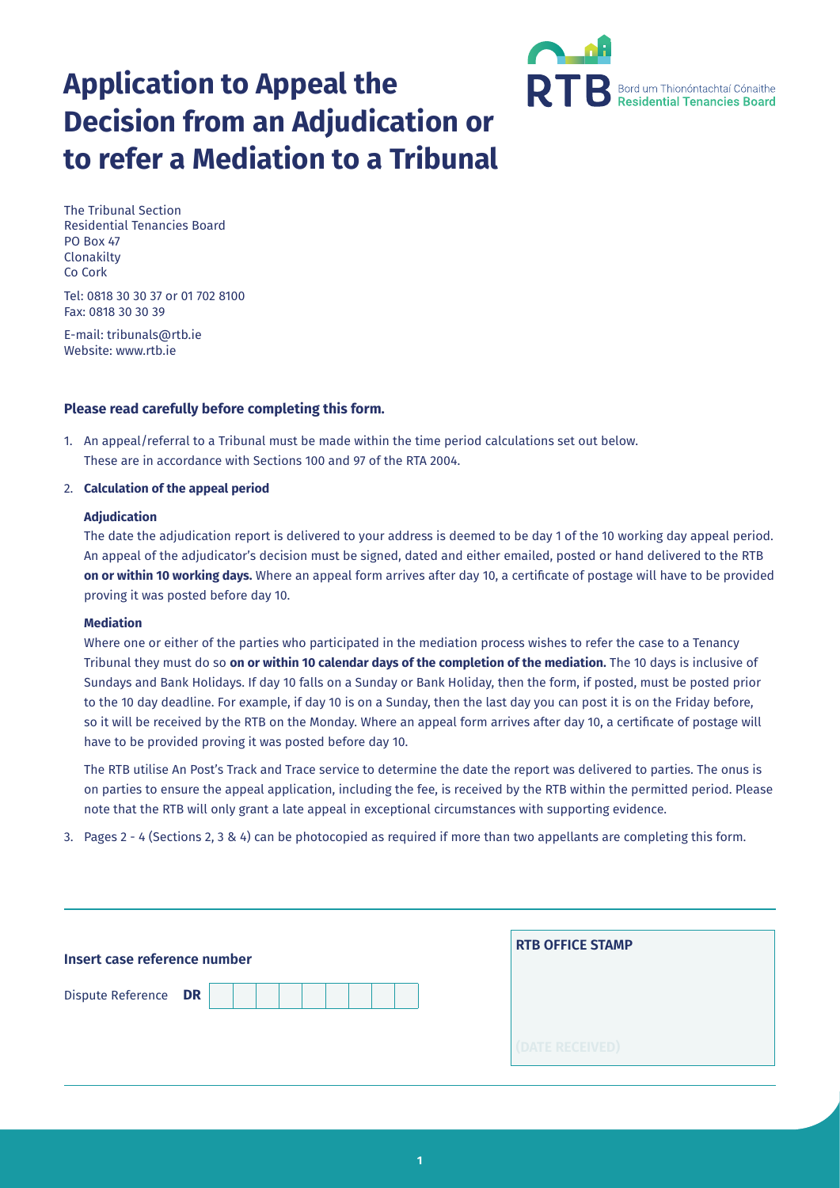# Application to Appeal the Decision from an Adjudication or to refer a Mediation to a Tribunal

RTB Bord um Thionóntachtaí Cónaithe Residential Tenancies Board

The Tribunal Section
Residential Tenancies Board
PO Box 47
Clonakilty
Co Cork

Tel: 0818 30 30 37 or 01 702 8100
Fax: 0818 30 30 39

E-mail: tribunals@rtb.ie
Website: www.rtb.ie

**Please read carefully before completing this form.**

1. An appeal/referral to a Tribunal must be made within the time period calculations set out below. These are in accordance with Sections 100 and 97 of the RTA 2004.
2. **Calculation of the appeal period**

   **Adjudication**

   The date the adjudication report is delivered to your address is deemed to be day 1 of the 10 working day appeal period. An appeal of the adjudicator's decision must be signed, dated and either emailed, posted or hand delivered to the RTB **on or within 10 working days.** Where an appeal form arrives after day 10, a certificate of postage will have to be provided proving it was posted before day 10.

   **Mediation**

   Where one or either of the parties who participated in the mediation process wishes to refer the case to a Tenancy Tribunal they must do so **on or within 10 calendar days of the completion of the mediation.** The 10 days is inclusive of Sundays and Bank Holidays. If day 10 falls on a Sunday or Bank Holiday, then the form, if posted, must be posted prior to the 10 day deadline. For example, if day 10 is on a Sunday, then the last day you can post it is on the Friday before, so it will be received by the RTB on the Monday. Where an appeal form arrives after day 10, a certificate of postage will have to be provided proving it was posted before day 10.

   The RTB utilise An Post's Track and Trace service to determine the date the report was delivered to parties. The onus is on parties to ensure the appeal application, including the fee, is received by the RTB within the permitted period. Please note that the RTB will only grant a late appeal in exceptional circumstances with supporting evidence.
3. Pages 2 - 4 (Sections 2, 3 & 4) can be photocopied as required if more than two appellants are completing this form.

**Insert case reference number**

Dispute Reference **DR** | | | | | | | | | |

**RTB OFFICE STAMP**

(DATE RECEIVED)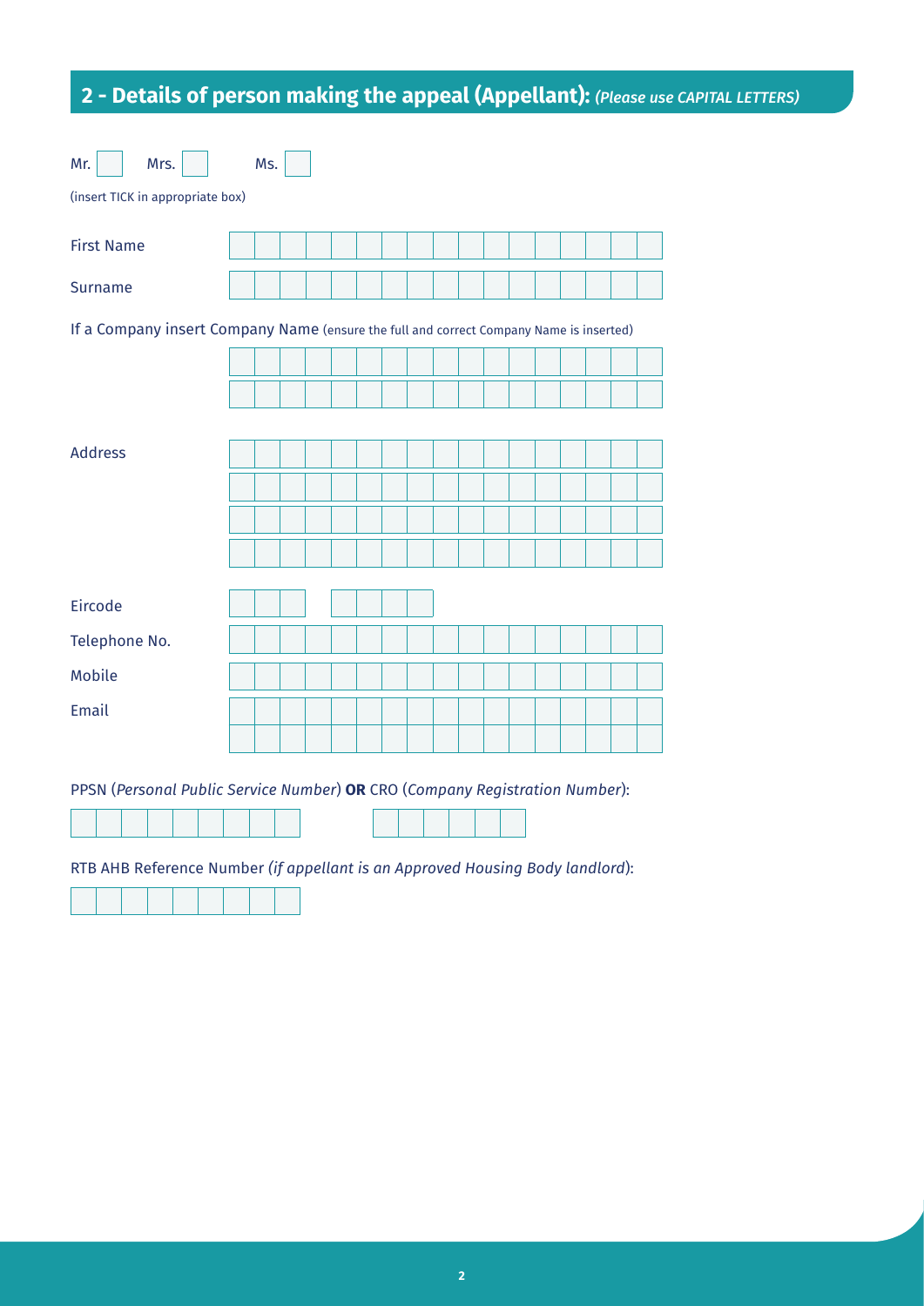## 2 - Details of person making the appeal (Appellant): *(Please use CAPITAL LETTERS)*

Mr. ☐ Mrs. ☐ Ms. ☐

(insert TICK in appropriate box)

First Name

Surname

If a Company insert Company Name (ensure the full and correct Company Name is inserted)

Address

Eircode

Telephone No.

Mobile

Email

PPSN (*Personal Public Service Number*) **OR** CRO (*Company Registration Number*):

RTB AHB Reference Number *(if appellant is an Approved Housing Body landlord)*: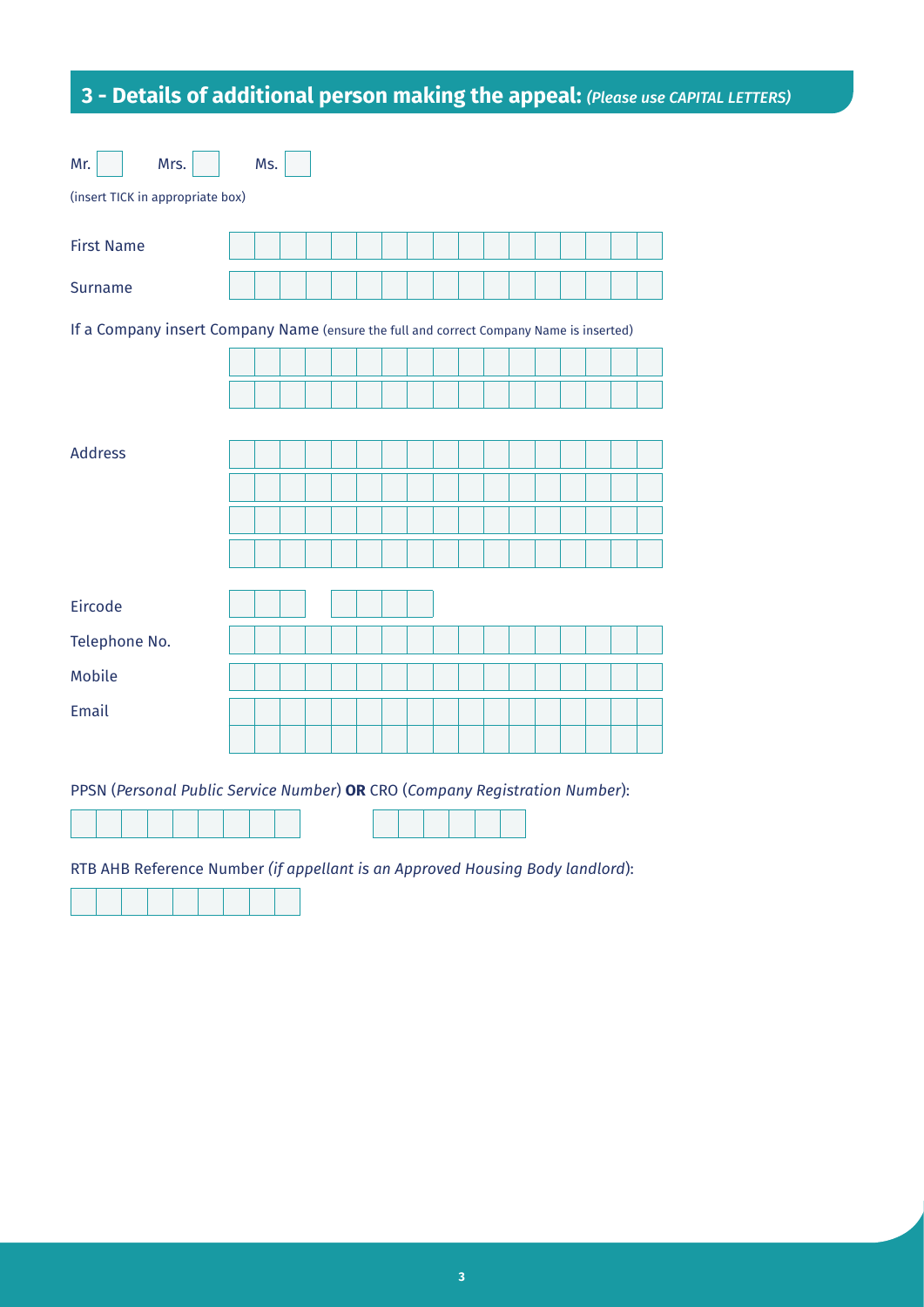## 3 - Details of additional person making the appeal: *(Please use CAPITAL LETTERS)*

Mr. [ ] Mrs. [ ] Ms. [ ]

(insert TICK in appropriate box)

First Name

Surname

If a Company insert Company Name (ensure the full and correct Company Name is inserted)

Address

Eircode

Telephone No.

Mobile

Email

PPSN (*Personal Public Service Number*) **OR** CRO (*Company Registration Number*):

RTB AHB Reference Number (*if appellant is an Approved Housing Body landlord*):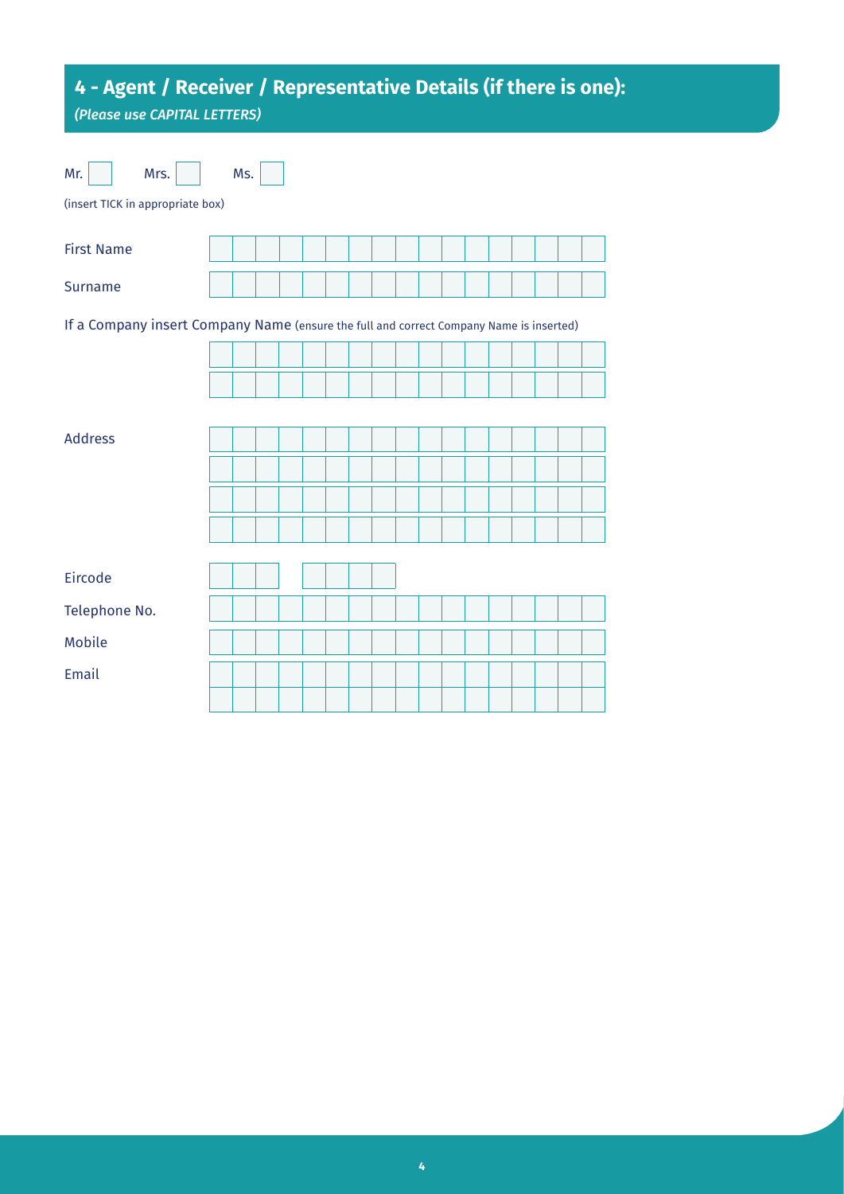## 4 - Agent / Receiver / Representative Details (if there is one):

*(Please use CAPITAL LETTERS)*

Mr. ☐ Mrs. ☐ Ms. ☐

(insert TICK in appropriate box)

First Name

Surname

If a Company insert Company Name (ensure the full and correct Company Name is inserted)

Address

Eircode

Telephone No.

Mobile

Email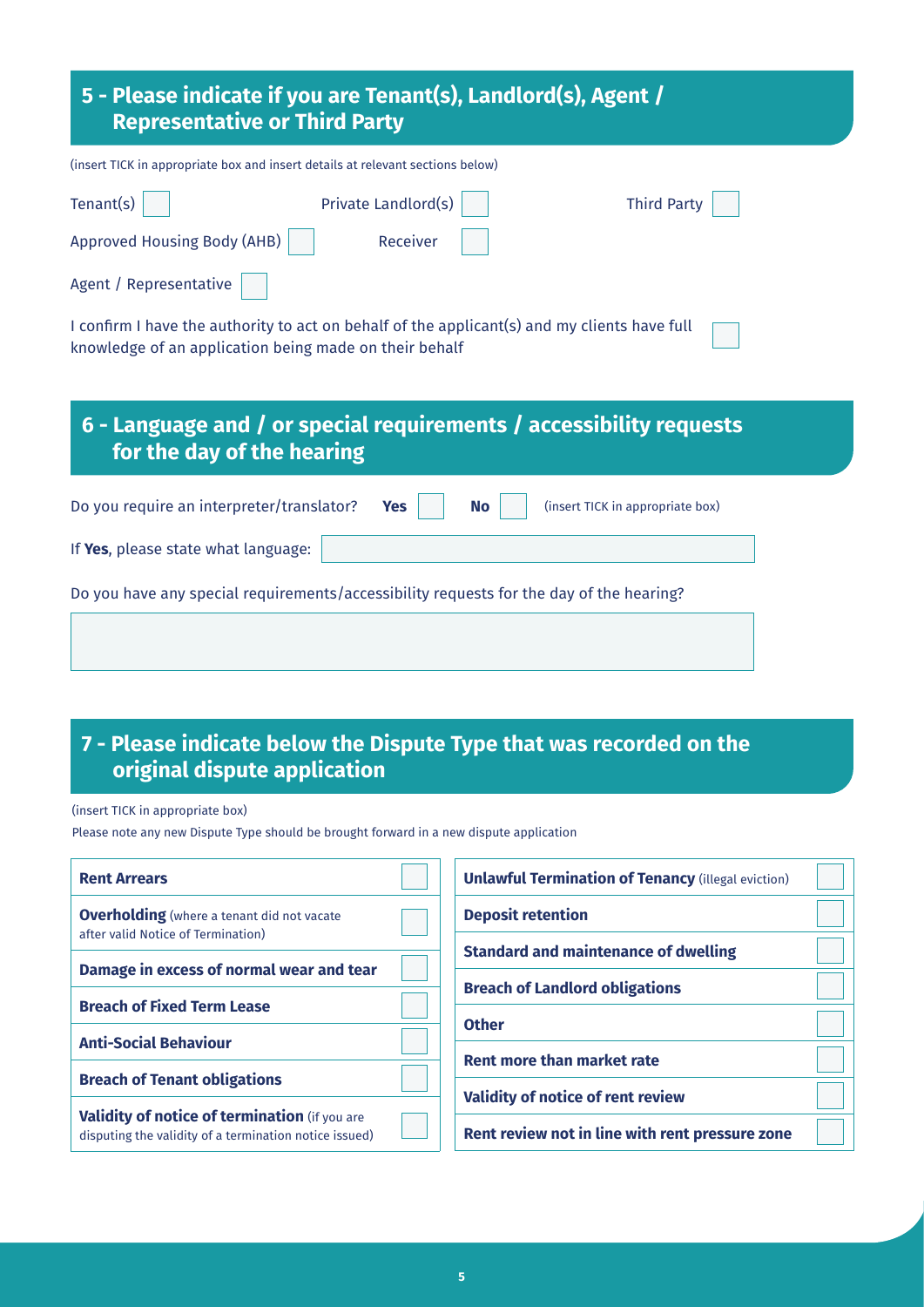## 5 - Please indicate if you are Tenant(s), Landlord(s), Agent / Representative or Third Party

(insert TICK in appropriate box and insert details at relevant sections below)

Tenant(s) ☐ Private Landlord(s) ☐ Third Party ☐

Approved Housing Body (AHB) ☐ Receiver ☐

Agent / Representative ☐

I confirm I have the authority to act on behalf of the applicant(s) and my clients have full knowledge of an application being made on their behalf ☐

## 6 - Language and / or special requirements / accessibility requests for the day of the hearing

Do you require an interpreter/translator? **Yes** ☐ **No** ☐ (insert TICK in appropriate box)

If **Yes**, please state what language:

Do you have any special requirements/accessibility requests for the day of the hearing?

## 7 - Please indicate below the Dispute Type that was recorded on the original dispute application

(insert TICK in appropriate box)

Please note any new Dispute Type should be brought forward in a new dispute application

| | |
|---|---|
| **Rent Arrears** | ☐ |
| **Overholding** (where a tenant did not vacate after valid Notice of Termination) | ☐ |
| **Damage in excess of normal wear and tear** | ☐ |
| **Breach of Fixed Term Lease** | ☐ |
| **Anti-Social Behaviour** | ☐ |
| **Breach of Tenant obligations** | ☐ |
| **Validity of notice of termination** (if you are disputing the validity of a termination notice issued) | ☐ |
| **Unlawful Termination of Tenancy** (illegal eviction) | ☐ |
| **Deposit retention** | ☐ |
| **Standard and maintenance of dwelling** | ☐ |
| **Breach of Landlord obligations** | ☐ |
| **Other** | ☐ |
| **Rent more than market rate** | ☐ |
| **Validity of notice of rent review** | ☐ |
| **Rent review not in line with rent pressure zone** | ☐ |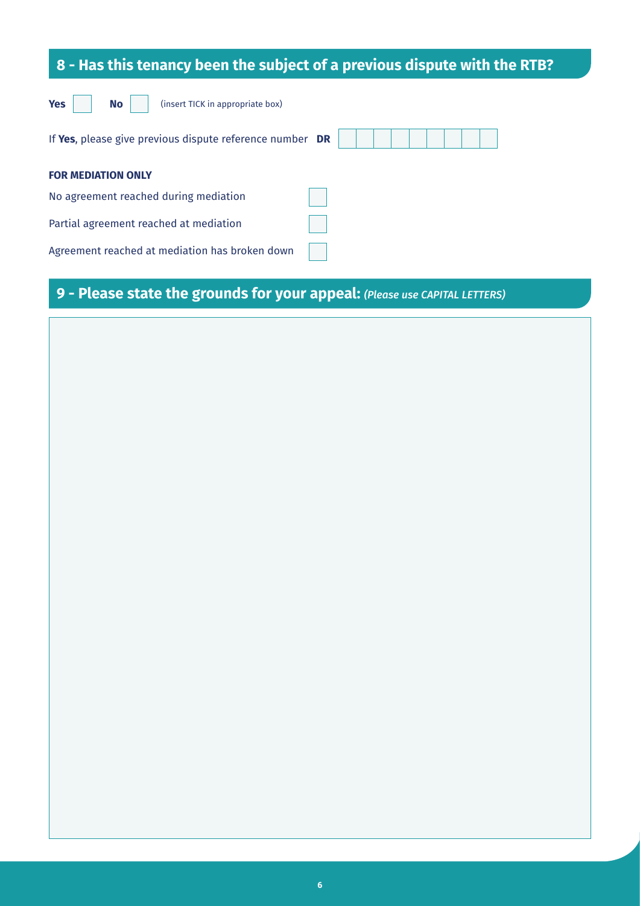## 8 - Has this tenancy been the subject of a previous dispute with the RTB?

**Yes** ☐ **No** ☐ (insert TICK in appropriate box)

If **Yes**, please give previous dispute reference number **DR** ☐☐☐☐☐☐☐☐☐

**FOR MEDIATION ONLY**

No agreement reached during mediation ☐

Partial agreement reached at mediation ☐

Agreement reached at mediation has broken down ☐

## 9 - Please state the grounds for your appeal: *(Please use CAPITAL LETTERS)*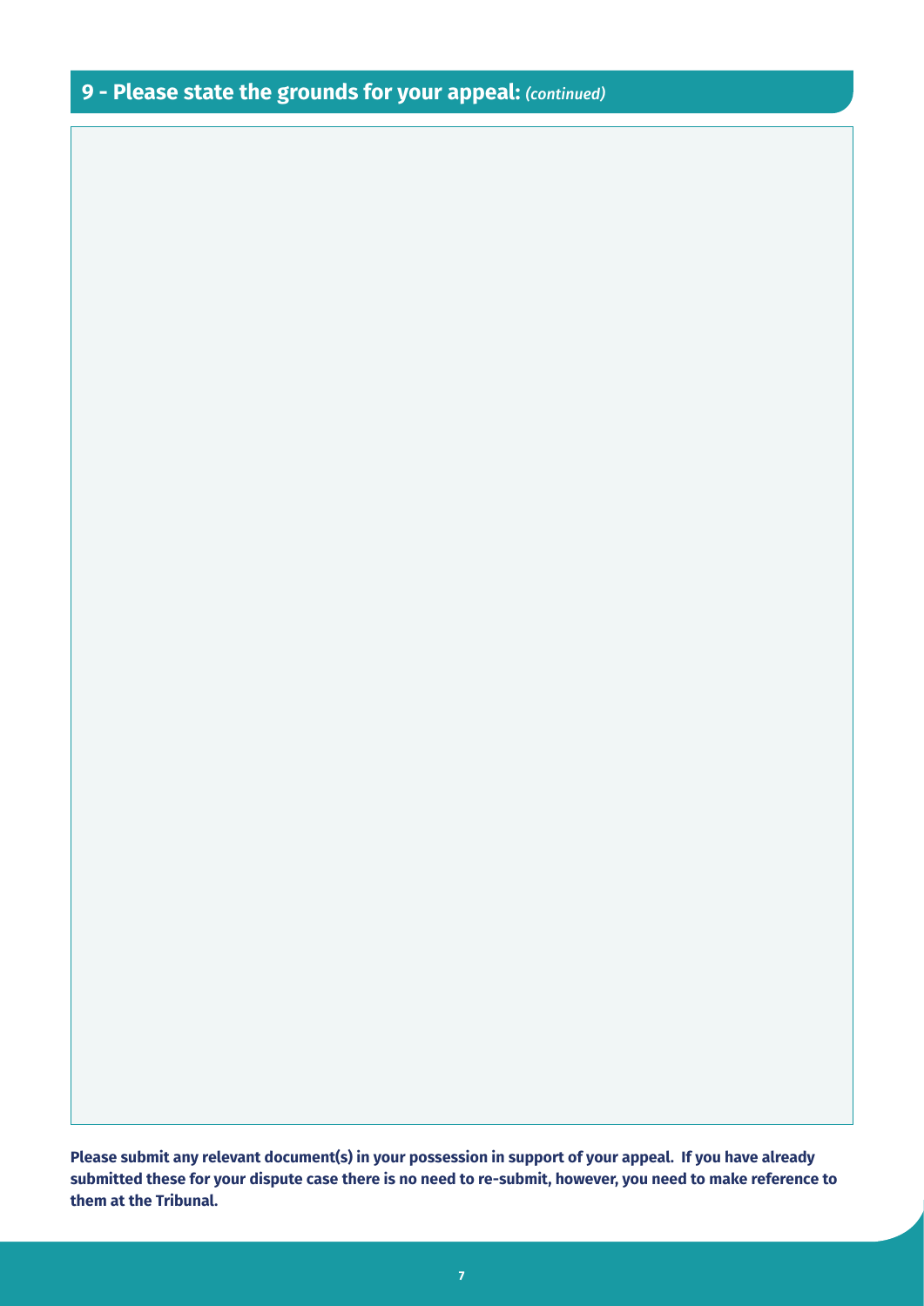## 9 - Please state the grounds for your appeal: *(continued)*

**Please submit any relevant document(s) in your possession in support of your appeal. If you have already submitted these for your dispute case there is no need to re-submit, however, you need to make reference to them at the Tribunal.**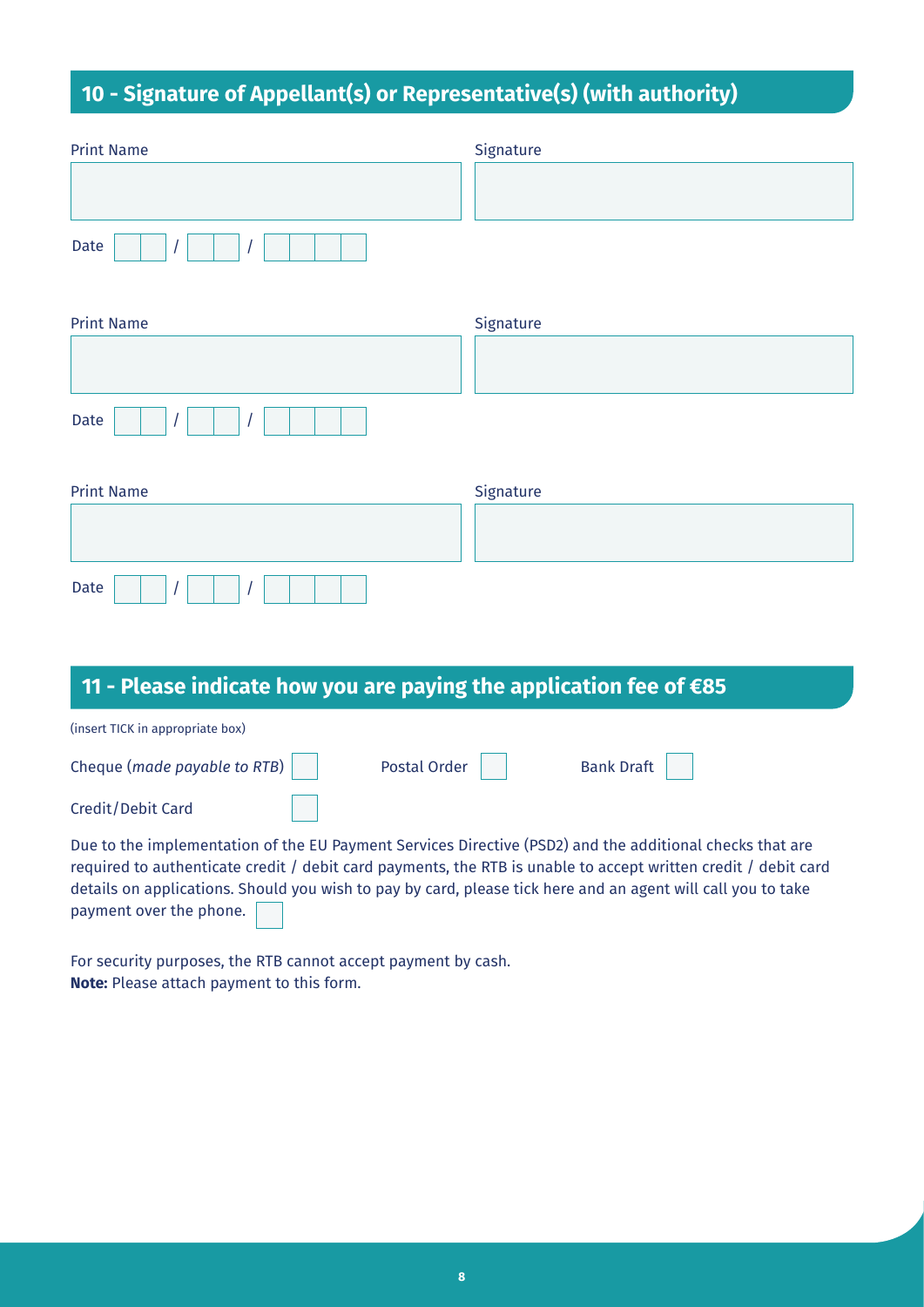## 10 - Signature of Appellant(s) or Representative(s) (with authority)

| Print Name | Signature |
| --- | --- |
| | |

Date ___ / ___ / ______

| Print Name | Signature |
| --- | --- |
| | |

Date ___ / ___ / ______

| Print Name | Signature |
| --- | --- |
| | |

Date ___ / ___ / ______

## 11 - Please indicate how you are paying the application fee of €85

(insert TICK in appropriate box)

Cheque (*made payable to RTB*) ☐ Postal Order ☐ Bank Draft ☐

Credit/Debit Card ☐

Due to the implementation of the EU Payment Services Directive (PSD2) and the additional checks that are required to authenticate credit / debit card payments, the RTB is unable to accept written credit / debit card details on applications. Should you wish to pay by card, please tick here and an agent will call you to take payment over the phone. ☐

For security purposes, the RTB cannot accept payment by cash.

**Note:** Please attach payment to this form.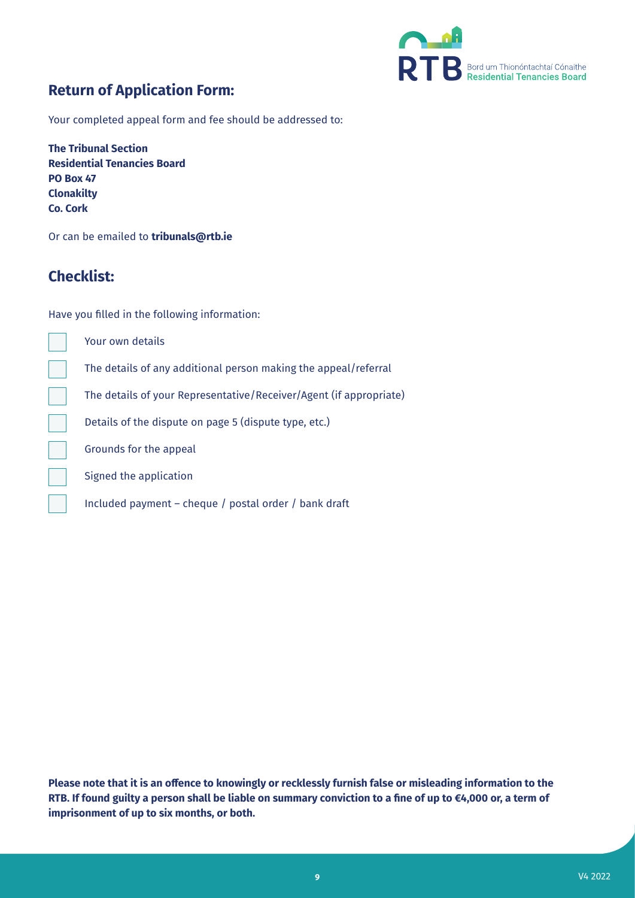## Return of Application Form:

Your completed appeal form and fee should be addressed to:

**The Tribunal Section**
**Residential Tenancies Board**
**PO Box 47**
**Clonakilty**
**Co. Cork**

Or can be emailed to **tribunals@rtb.ie**

## Checklist:

Have you filled in the following information:

- [ ] Your own details
- [ ] The details of any additional person making the appeal/referral
- [ ] The details of your Representative/Receiver/Agent (if appropriate)
- [ ] Details of the dispute on page 5 (dispute type, etc.)
- [ ] Grounds for the appeal
- [ ] Signed the application
- [ ] Included payment – cheque / postal order / bank draft

**Please note that it is an offence to knowingly or recklessly furnish false or misleading information to the RTB. If found guilty a person shall be liable on summary conviction to a fine of up to €4,000 or, a term of imprisonment of up to six months, or both.**